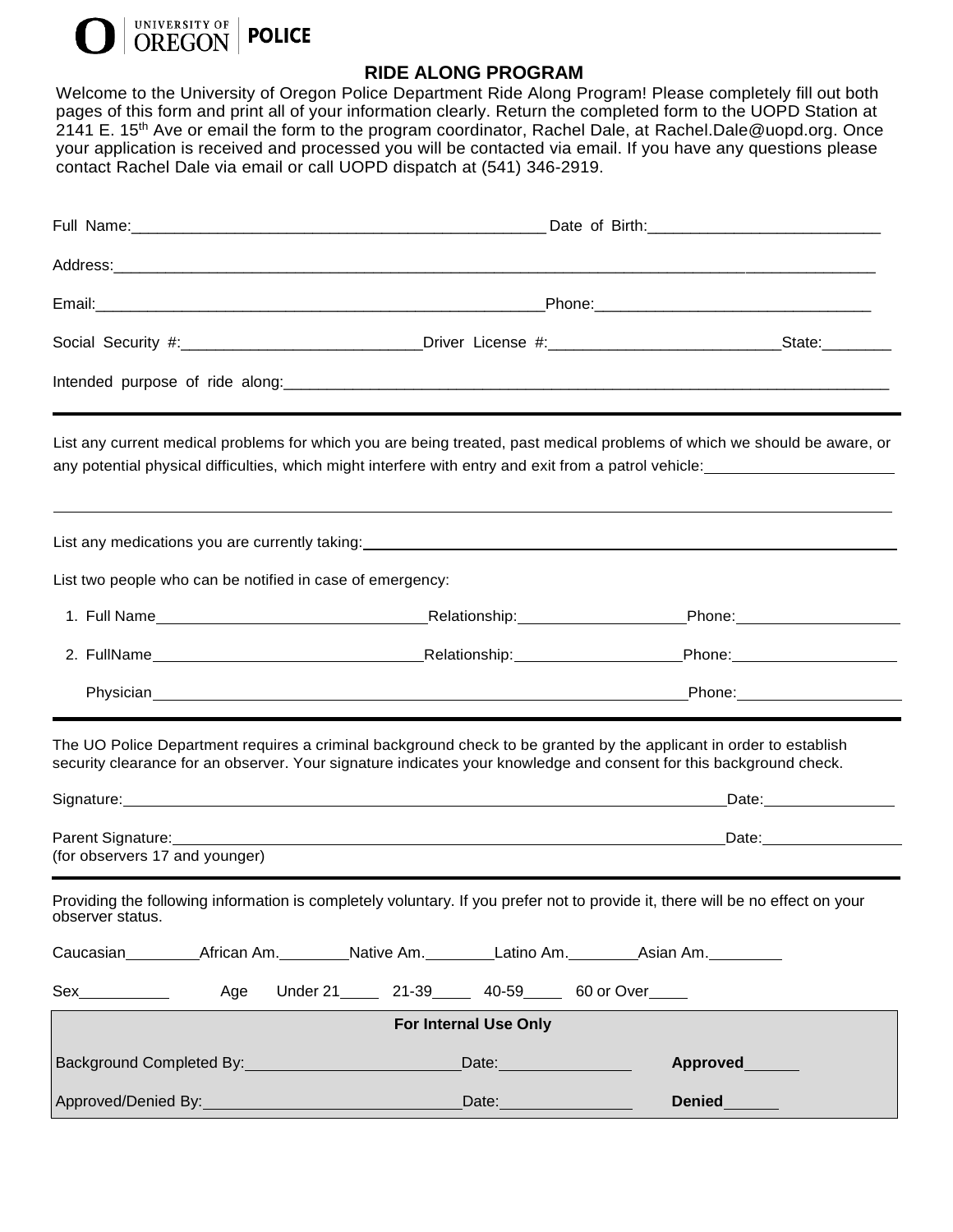UNIVERSITY OF OREGON | POLICE

# RIDE ALONG PROGRAM

Welcome to the University of Oregon Police Department Ride Along Program! Please completely fill out both pages of this form and print all of your information clearly. Return the completed form to the UOPD Station at 2141 E. 15th Ave or email the form to the program coordinator, Rachel Dale, at Rachel.Dale@uopd.org. Once your application is received and processed you will be contacted via email. If you have any questions please contact Rachel Dale via email or call UOPD dispatch at (541) 346-2919.

Full Name:_______________________________________________ Date of Birth:_________________________

Address:_________________________________________________________________________________________

Email:___________________________________________________Phone:______________________________

Social Security #:___________________________Driver License #:__________________________State:________

Intended purpose of ride along:_____________________________________________________________________

---

List any current medical problems for which you are being treated, past medical problems of which we should be aware, or any potential physical difficulties, which might interfere with entry and exit from a patrol vehicle:_____________________

_________________________________________________________________________________________________

List any medications you are currently taking:___________________________________________________________

List two people who can be notified in case of emergency:

1. Full Name_______________________________Relationship:__________________Phone:__________________
2. FullName_______________________________Relationship:__________________Phone:__________________

Physician____________________________________________________________Phone:__________________

---

The UO Police Department requires a criminal background check to be granted by the applicant in order to establish security clearance for an observer. Your signature indicates your knowledge and consent for this background check.

Signature:_________________________________________________________________________Date:_______________

Parent Signature:___________________________________________________________________Date:________________
(for observers 17 and younger)

---

Providing the following information is completely voluntary. If you prefer not to provide it, there will be no effect on your observer status.

Caucasian________African Am.________Native Am.________Latino Am.________Asian Am.________

Sex__________ Age Under 21____ 21-39____ 40-59____ 60 or Over____

| For Internal Use Only | | |
|---|---|---|
| Background Completed By:________________________ | Date:_______________ | **Approved**______ |
| Approved/Denied By:____________________________ | Date:_______________ | **Denied**______ |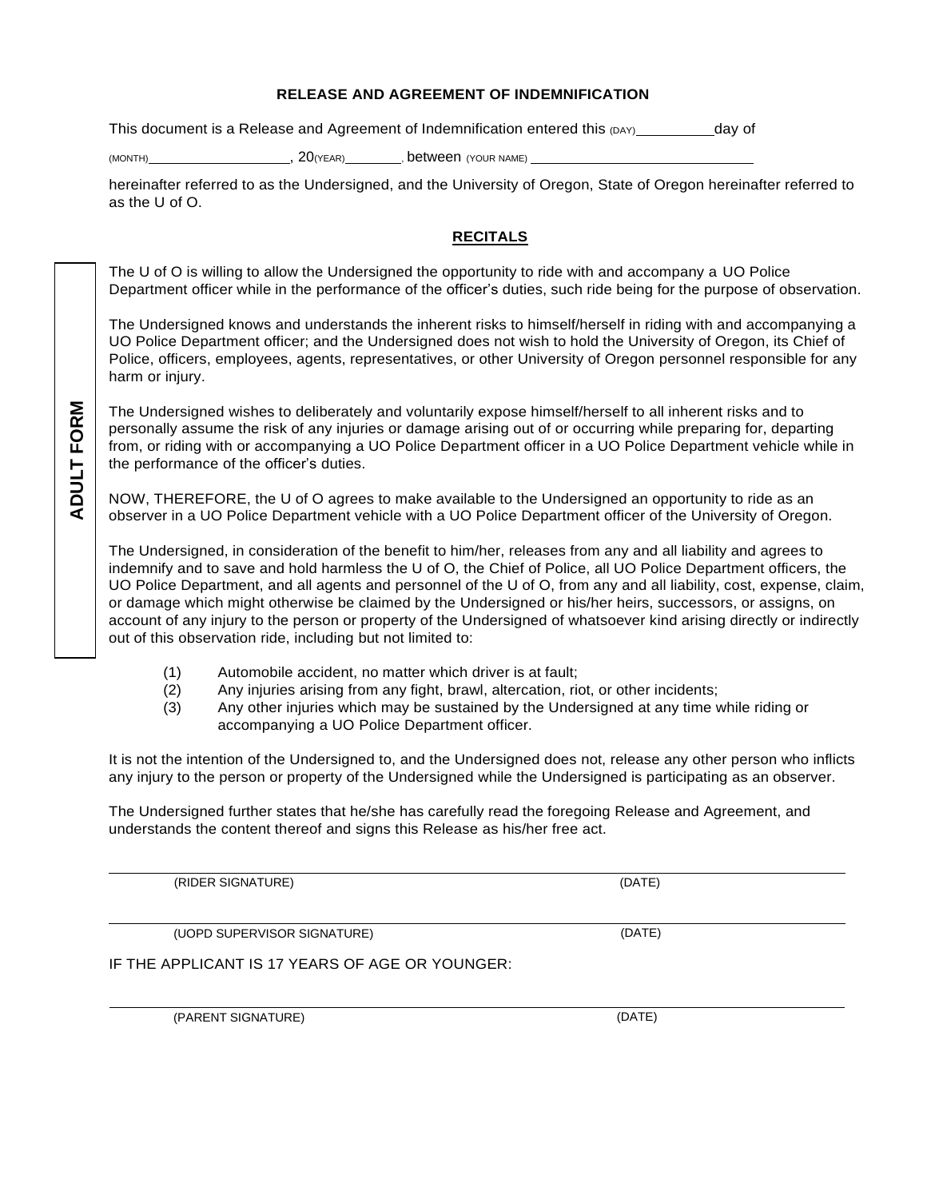**RELEASE AND AGREEMENT OF INDEMNIFICATION**

This document is a Release and Agreement of Indemnification entered this (DAY)\_\_\_\_\_\_\_\_\_\_day of

(MONTH)\_\_\_\_\_\_\_\_\_\_\_\_\_\_\_\_\_\_\_\_, 20(YEAR)\_\_\_\_\_\_\_\_. between (YOUR NAME) \_\_\_\_\_\_\_\_\_\_\_\_\_\_\_\_\_\_\_\_\_\_\_\_\_\_\_\_\_\_

hereinafter referred to as the Undersigned, and the University of Oregon, State of Oregon hereinafter referred to as the U of O.

**ADULT FORM**

## RECITALS

The U of O is willing to allow the Undersigned the opportunity to ride with and accompany a UO Police Department officer while in the performance of the officer's duties, such ride being for the purpose of observation.

The Undersigned knows and understands the inherent risks to himself/herself in riding with and accompanying a UO Police Department officer; and the Undersigned does not wish to hold the University of Oregon, its Chief of Police, officers, employees, agents, representatives, or other University of Oregon personnel responsible for any harm or injury.

The Undersigned wishes to deliberately and voluntarily expose himself/herself to all inherent risks and to personally assume the risk of any injuries or damage arising out of or occurring while preparing for, departing from, or riding with or accompanying a UO Police Department officer in a UO Police Department vehicle while in the performance of the officer's duties.

NOW, THEREFORE, the U of O agrees to make available to the Undersigned an opportunity to ride as an observer in a UO Police Department vehicle with a UO Police Department officer of the University of Oregon.

The Undersigned, in consideration of the benefit to him/her, releases from any and all liability and agrees to indemnify and to save and hold harmless the U of O, the Chief of Police, all UO Police Department officers, the UO Police Department, and all agents and personnel of the U of O, from any and all liability, cost, expense, claim, or damage which might otherwise be claimed by the Undersigned or his/her heirs, successors, or assigns, on account of any injury to the person or property of the Undersigned of whatsoever kind arising directly or indirectly out of this observation ride, including but not limited to:

(1) Automobile accident, no matter which driver is at fault;
(2) Any injuries arising from any fight, brawl, altercation, riot, or other incidents;
(3) Any other injuries which may be sustained by the Undersigned at any time while riding or accompanying a UO Police Department officer.

It is not the intention of the Undersigned to, and the Undersigned does not, release any other person who inflicts any injury to the person or property of the Undersigned while the Undersigned is participating as an observer.

The Undersigned further states that he/she has carefully read the foregoing Release and Agreement, and understands the content thereof and signs this Release as his/her free act.

\_\_\_\_\_\_\_\_\_\_\_\_\_\_\_\_\_\_\_\_\_\_\_\_\_\_\_\_\_\_\_\_\_\_\_\_\_\_\_\_\_\_\_\_\_\_\_\_\_\_\_\_\_\_\_\_\_\_\_\_
(RIDER SIGNATURE) (DATE)

\_\_\_\_\_\_\_\_\_\_\_\_\_\_\_\_\_\_\_\_\_\_\_\_\_\_\_\_\_\_\_\_\_\_\_\_\_\_\_\_\_\_\_\_\_\_\_\_\_\_\_\_\_\_\_\_\_\_\_\_
(UOPD SUPERVISOR SIGNATURE) (DATE)

IF THE APPLICANT IS 17 YEARS OF AGE OR YOUNGER:

\_\_\_\_\_\_\_\_\_\_\_\_\_\_\_\_\_\_\_\_\_\_\_\_\_\_\_\_\_\_\_\_\_\_\_\_\_\_\_\_\_\_\_\_\_\_\_\_\_\_\_\_\_\_\_\_\_\_\_\_
(PARENT SIGNATURE) (DATE)